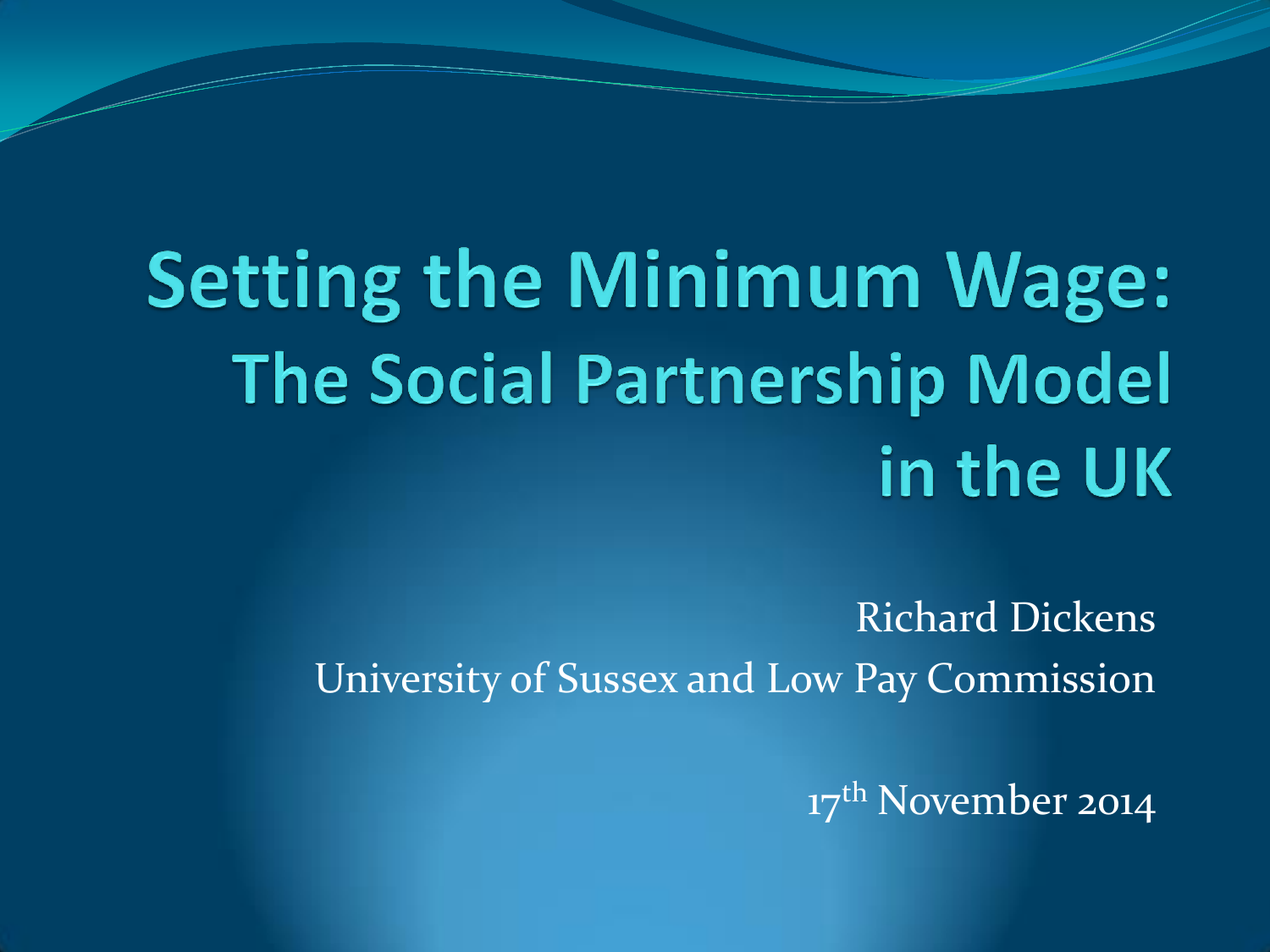# Setting the Minimum Wage: The Social Partnership Model in the UK

Richard Dickens

University of Sussex and Low Pay Commission

17th November 2014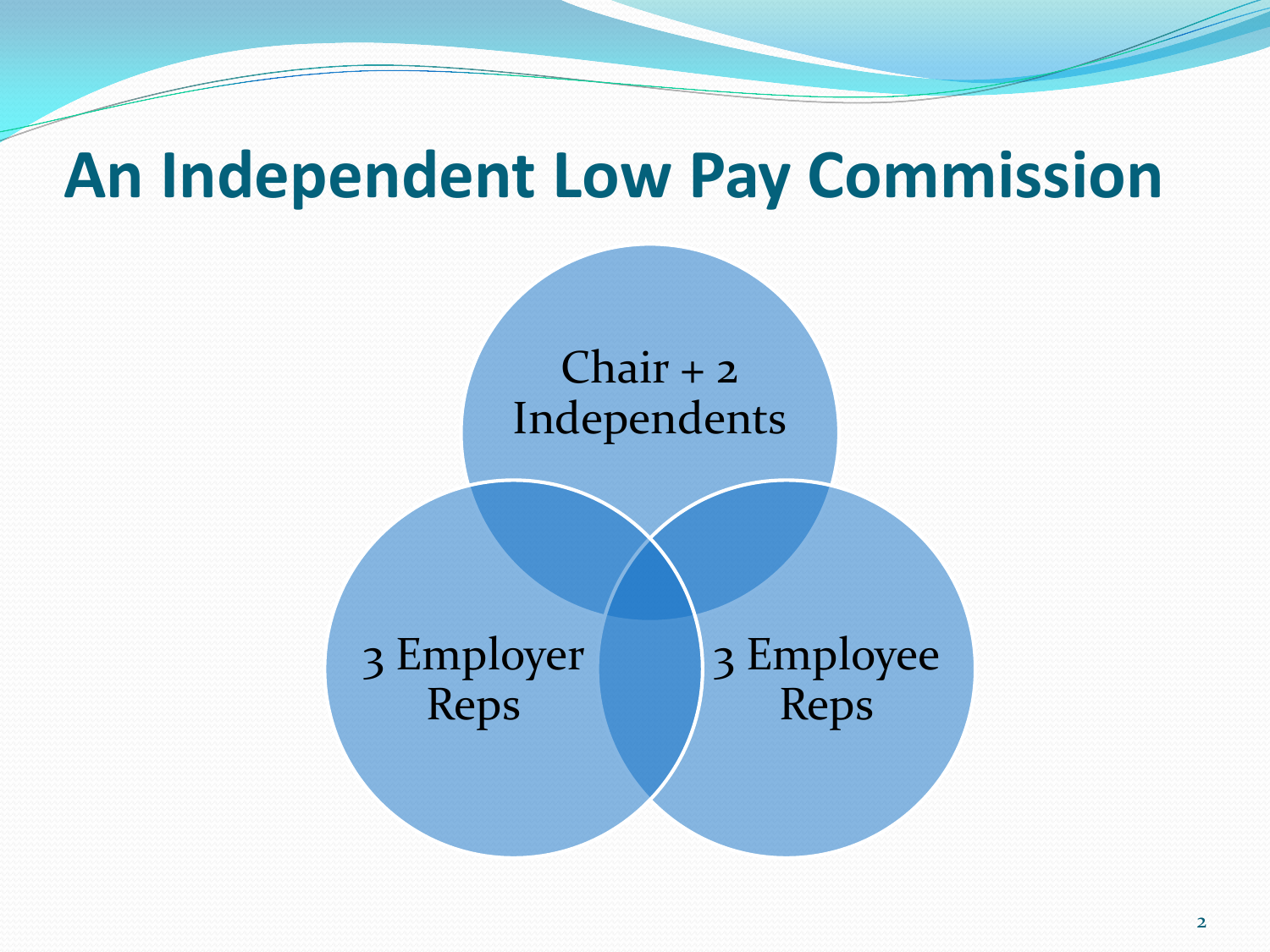# An Independent Low Pay Commission

Chair + 2 Independents

3 Employer Reps

3 Employee Reps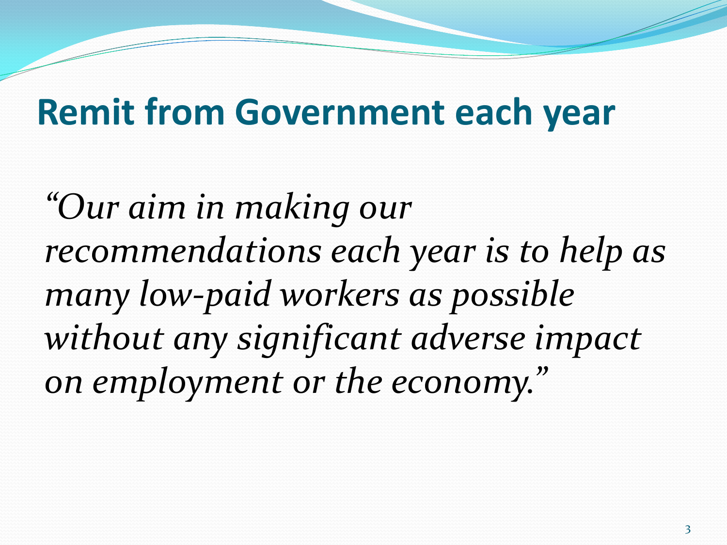# Remit from Government each year

*"Our aim in making our recommendations each year is to help as many low-paid workers as possible without any significant adverse impact on employment or the economy."*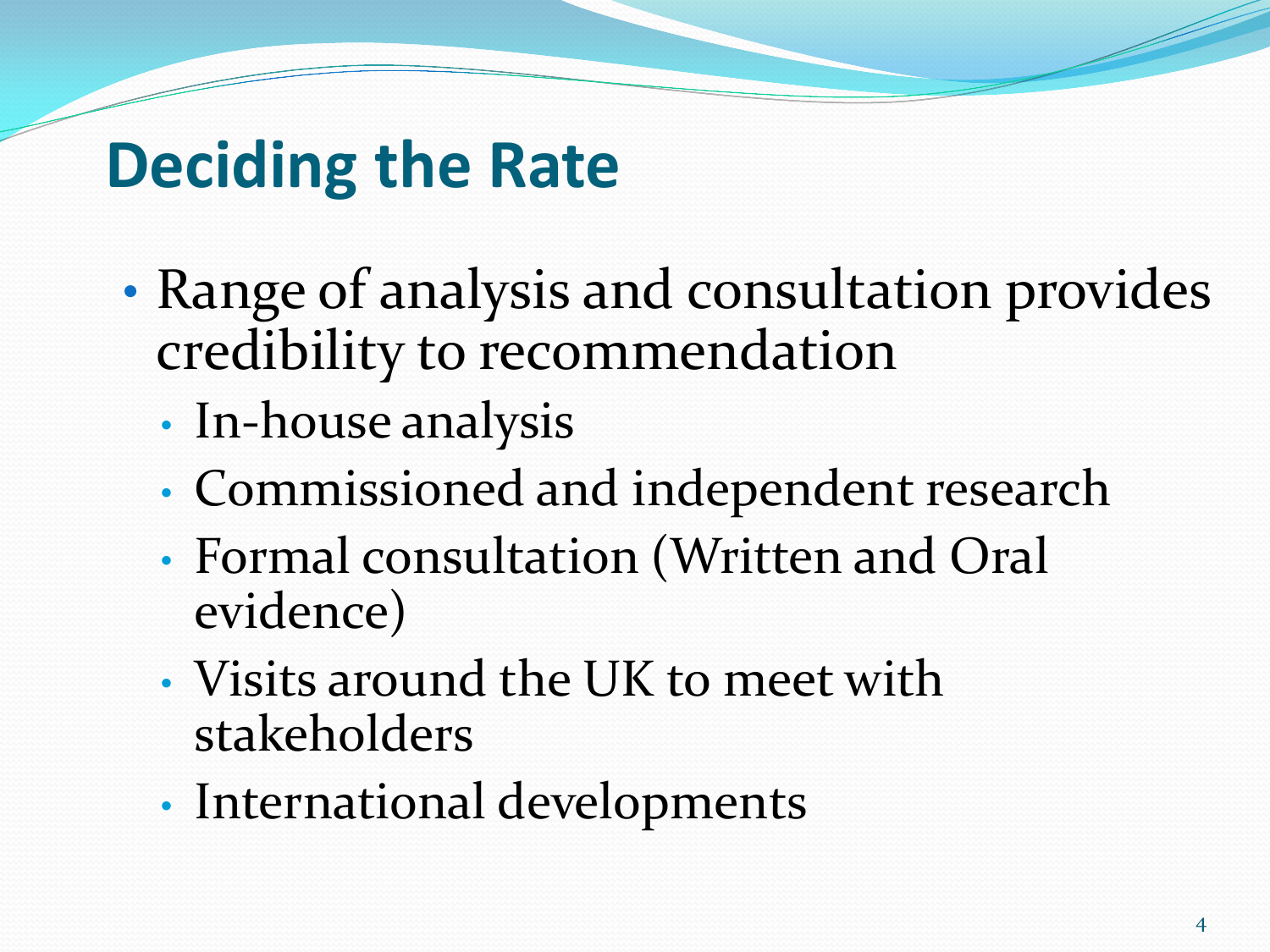# Deciding the Rate

- Range of analysis and consultation provides credibility to recommendation
  - In-house analysis
  - Commissioned and independent research
  - Formal consultation (Written and Oral evidence)
  - Visits around the UK to meet with stakeholders
  - International developments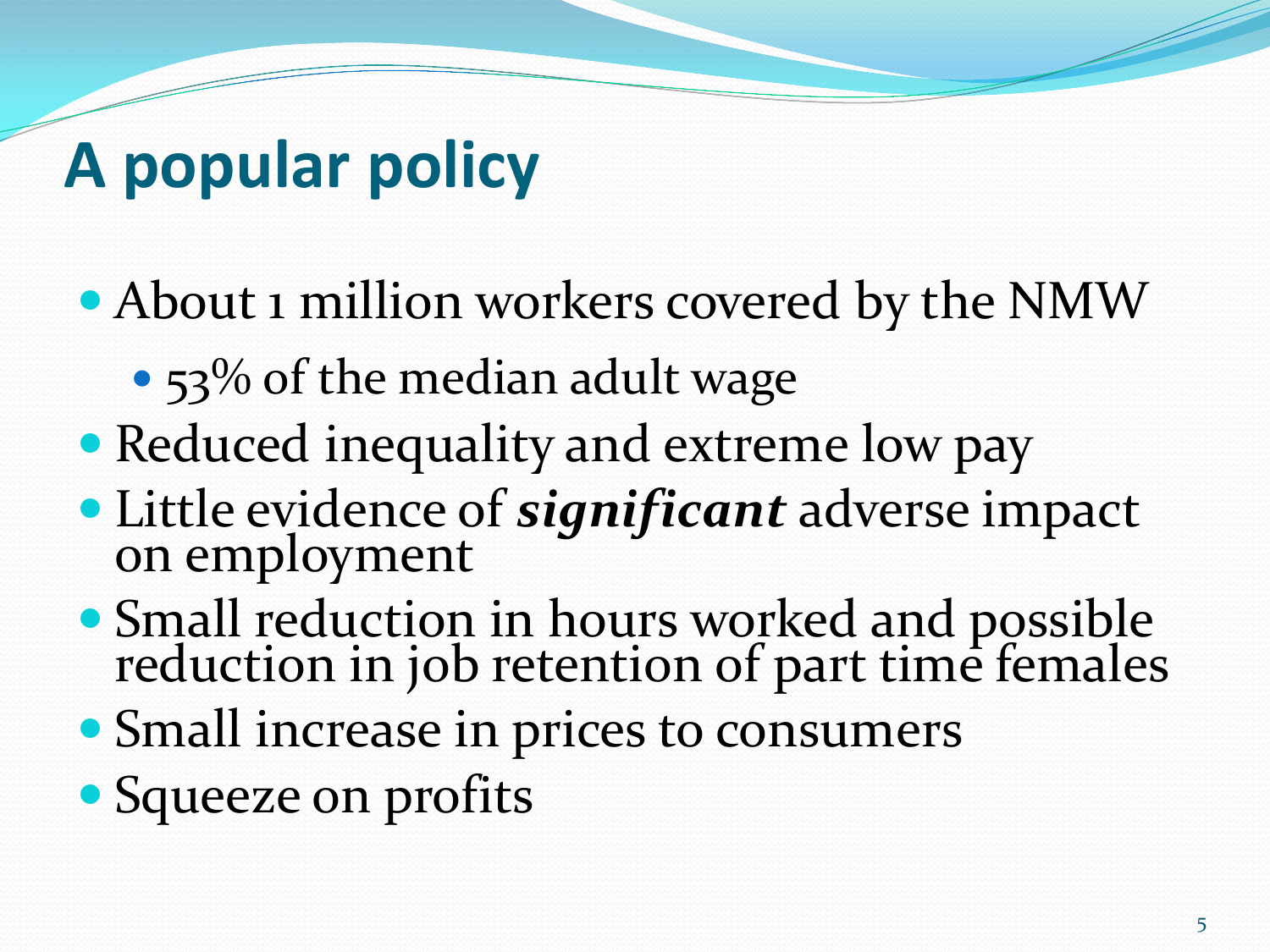# A popular policy

- About 1 million workers covered by the NMW
  - 53% of the median adult wage
- Reduced inequality and extreme low pay
- Little evidence of ***significant*** adverse impact on employment
- Small reduction in hours worked and possible reduction in job retention of part time females
- Small increase in prices to consumers
- Squeeze on profits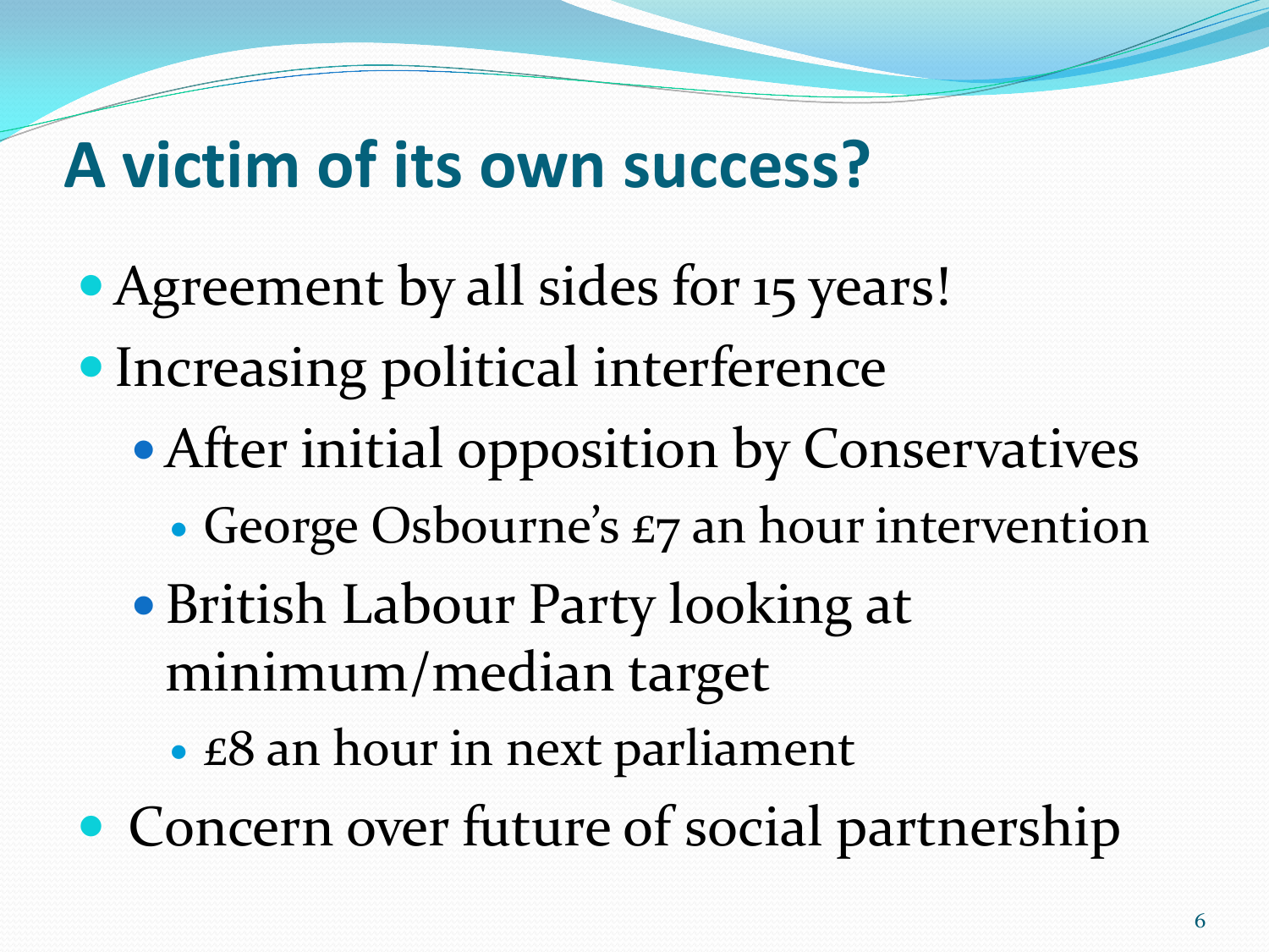# A victim of its own success?

- Agreement by all sides for 15 years!
- Increasing political interference
  - After initial opposition by Conservatives
    - George Osbourne's £7 an hour intervention
  - British Labour Party looking at minimum/median target
    - £8 an hour in next parliament
- Concern over future of social partnership